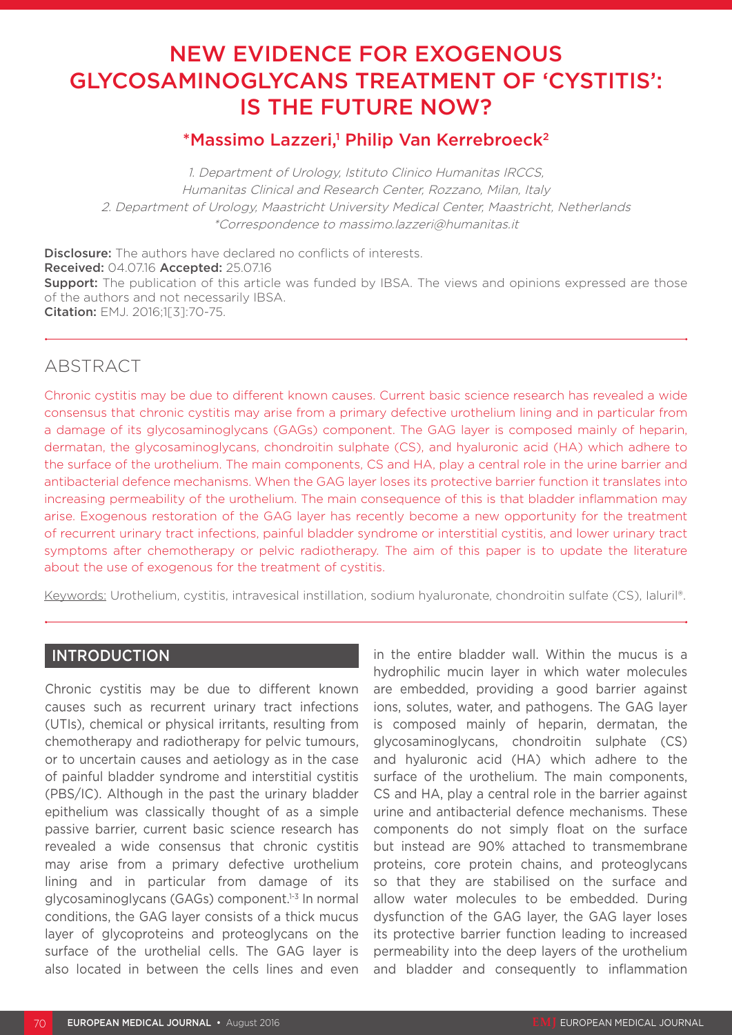# NEW EVIDENCE FOR EXOGENOUS GLYCOSAMINOGLYCANS TREATMENT OF 'CYSTITIS': IS THE FUTURE NOW?

## *Massimo Lazzeri,[1] Philip Van Kerrebroeck[2]

*1. Department of Urology, Istituto Clinico Humanitas IRCCS, Humanitas Clinical and Research Center, Rozzano, Milan, Italy*
*2. Department of Urology, Maastricht University Medical Center, Maastricht, Netherlands*
*\*Correspondence to massimo.lazzeri@humanitas.it*

**Disclosure:** The authors have declared no conflicts of interests.
**Received:** 04.07.16 **Accepted:** 25.07.16
**Support:** The publication of this article was funded by IBSA. The views and opinions expressed are those of the authors and not necessarily IBSA.
**Citation:** EMJ. 2016;1[3]:70-75.

## ABSTRACT

Chronic cystitis may be due to different known causes. Current basic science research has revealed a wide consensus that chronic cystitis may arise from a primary defective urothelium lining and in particular from a damage of its glycosaminoglycans (GAGs) component. The GAG layer is composed mainly of heparin, dermatan, the glycosaminoglycans, chondroitin sulphate (CS), and hyaluronic acid (HA) which adhere to the surface of the urothelium. The main components, CS and HA, play a central role in the urine barrier and antibacterial defence mechanisms. When the GAG layer loses its protective barrier function it translates into increasing permeability of the urothelium. The main consequence of this is that bladder inflammation may arise. Exogenous restoration of the GAG layer has recently become a new opportunity for the treatment of recurrent urinary tract infections, painful bladder syndrome or interstitial cystitis, and lower urinary tract symptoms after chemotherapy or pelvic radiotherapy. The aim of this paper is to update the literature about the use of exogenous for the treatment of cystitis.

Keywords: Urothelium, cystitis, intravesical instillation, sodium hyaluronate, chondroitin sulfate (CS), Ialuril®.

## INTRODUCTION

Chronic cystitis may be due to different known causes such as recurrent urinary tract infections (UTIs), chemical or physical irritants, resulting from chemotherapy and radiotherapy for pelvic tumours, or to uncertain causes and aetiology as in the case of painful bladder syndrome and interstitial cystitis (PBS/IC). Although in the past the urinary bladder epithelium was classically thought of as a simple passive barrier, current basic science research has revealed a wide consensus that chronic cystitis may arise from a primary defective urothelium lining and in particular from damage of its glycosaminoglycans (GAGs) component.[1-3] In normal conditions, the GAG layer consists of a thick mucus layer of glycoproteins and proteoglycans on the surface of the urothelial cells. The GAG layer is also located in between the cells lines and even in the entire bladder wall. Within the mucus is a hydrophilic mucin layer in which water molecules are embedded, providing a good barrier against ions, solutes, water, and pathogens. The GAG layer is composed mainly of heparin, dermatan, the glycosaminoglycans, chondroitin sulphate (CS) and hyaluronic acid (HA) which adhere to the surface of the urothelium. The main components, CS and HA, play a central role in the barrier against urine and antibacterial defence mechanisms. These components do not simply float on the surface but instead are 90% attached to transmembrane proteins, core protein chains, and proteoglycans so that they are stabilised on the surface and allow water molecules to be embedded. During dysfunction of the GAG layer, the GAG layer loses its protective barrier function leading to increased permeability into the deep layers of the urothelium and bladder and consequently to inflammation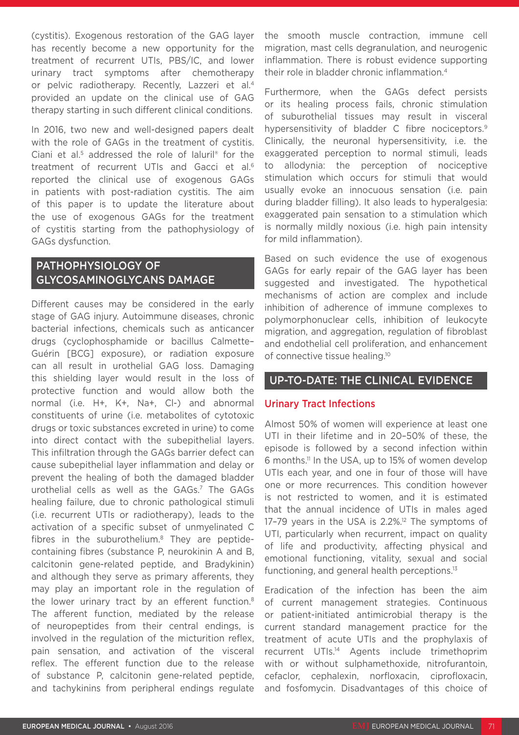(cystitis). Exogenous restoration of the GAG layer has recently become a new opportunity for the treatment of recurrent UTIs, PBS/IC, and lower urinary tract symptoms after chemotherapy or pelvic radiotherapy. Recently, Lazzeri et al.[4] provided an update on the clinical use of GAG therapy starting in such different clinical conditions.

In 2016, two new and well-designed papers dealt with the role of GAGs in the treatment of cystitis. Ciani et al.[5] addressed the role of Ialuril® for the treatment of recurrent UTIs and Gacci et al.[6] reported the clinical use of exogenous GAGs in patients with post-radiation cystitis. The aim of this paper is to update the literature about the use of exogenous GAGs for the treatment of cystitis starting from the pathophysiology of GAGs dysfunction.

## PATHOPHYSIOLOGY OF GLYCOSAMINOGLYCANS DAMAGE

Different causes may be considered in the early stage of GAG injury. Autoimmune diseases, chronic bacterial infections, chemicals such as anticancer drugs (cyclophosphamide or bacillus Calmette–Guérin [BCG] exposure), or radiation exposure can all result in urothelial GAG loss. Damaging this shielding layer would result in the loss of protective function and would allow both the normal (i.e. H+, K+, Na+, Cl-) and abnormal constituents of urine (i.e. metabolites of cytotoxic drugs or toxic substances excreted in urine) to come into direct contact with the subepithelial layers. This infiltration through the GAGs barrier defect can cause subepithelial layer inflammation and delay or prevent the healing of both the damaged bladder urothelial cells as well as the GAGs.[7] The GAGs healing failure, due to chronic pathological stimuli (i.e. recurrent UTIs or radiotherapy), leads to the activation of a specific subset of unmyelinated C fibres in the suburothelium.[8] They are peptide-containing fibres (substance P, neurokinin A and B, calcitonin gene-related peptide, and Bradykinin) and although they serve as primary afferents, they may play an important role in the regulation of the lower urinary tract by an efferent function.[8] The afferent function, mediated by the release of neuropeptides from their central endings, is involved in the regulation of the micturition reflex, pain sensation, and activation of the visceral reflex. The efferent function due to the release of substance P, calcitonin gene-related peptide, and tachykinins from peripheral endings regulate the smooth muscle contraction, immune cell migration, mast cells degranulation, and neurogenic inflammation. There is robust evidence supporting their role in bladder chronic inflammation.[4]

Furthermore, when the GAGs defect persists or its healing process fails, chronic stimulation of suburothelial tissues may result in visceral hypersensitivity of bladder C fibre nociceptors.[9] Clinically, the neuronal hypersensitivity, i.e. the exaggerated perception to normal stimuli, leads to allodynia: the perception of nociceptive stimulation which occurs for stimuli that would usually evoke an innocuous sensation (i.e. pain during bladder filling). It also leads to hyperalgesia: exaggerated pain sensation to a stimulation which is normally mildly noxious (i.e. high pain intensity for mild inflammation).

Based on such evidence the use of exogenous GAGs for early repair of the GAG layer has been suggested and investigated. The hypothetical mechanisms of action are complex and include inhibition of adherence of immune complexes to polymorphonuclear cells, inhibition of leukocyte migration, and aggregation, regulation of fibroblast and endothelial cell proliferation, and enhancement of connective tissue healing.[10]

## UP-TO-DATE: THE CLINICAL EVIDENCE

### Urinary Tract Infections

Almost 50% of women will experience at least one UTI in their lifetime and in 20–50% of these, the episode is followed by a second infection within 6 months.[11] In the USA, up to 15% of women develop UTIs each year, and one in four of those will have one or more recurrences. This condition however is not restricted to women, and it is estimated that the annual incidence of UTIs in males aged 17–79 years in the USA is 2.2%.[12] The symptoms of UTI, particularly when recurrent, impact on quality of life and productivity, affecting physical and emotional functioning, vitality, sexual and social functioning, and general health perceptions.[13]

Eradication of the infection has been the aim of current management strategies. Continuous or patient-initiated antimicrobial therapy is the current standard management practice for the treatment of acute UTIs and the prophylaxis of recurrent UTIs.[14] Agents include trimethoprim with or without sulphamethoxide, nitrofurantoin, cefaclor, cephalexin, norfloxacin, ciprofloxacin, and fosfomycin. Disadvantages of this choice of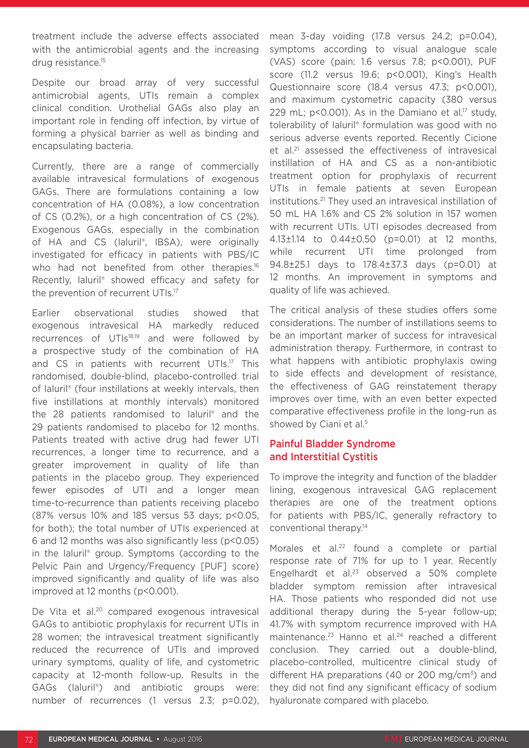treatment include the adverse effects associated with the antimicrobial agents and the increasing drug resistance.[15]

Despite our broad array of very successful antimicrobial agents, UTIs remain a complex clinical condition. Urothelial GAGs also play an important role in fending off infection, by virtue of forming a physical barrier as well as binding and encapsulating bacteria.

Currently, there are a range of commercially available intravesical formulations of exogenous GAGs. There are formulations containing a low concentration of HA (0.08%), a low concentration of CS (0.2%), or a high concentration of CS (2%). Exogenous GAGs, especially in the combination of HA and CS (Ialuril®, IBSA), were originally investigated for efficacy in patients with PBS/IC who had not benefited from other therapies.[16] Recently, Ialuril® showed efficacy and safety for the prevention of recurrent UTIs.[17]

Earlier observational studies showed that exogenous intravesical HA markedly reduced recurrences of UTIs[18,19] and were followed by a prospective study of the combination of HA and CS in patients with recurrent UTIs.[17] This randomised, double-blind, placebo-controlled trial of Ialuril® (four instillations at weekly intervals, then five instillations at monthly intervals) monitored the 28 patients randomised to Ialuril® and the 29 patients randomised to placebo for 12 months. Patients treated with active drug had fewer UTI recurrences, a longer time to recurrence, and a greater improvement in quality of life than patients in the placebo group. They experienced fewer episodes of UTI and a longer mean time-to-recurrence than patients receiving placebo (87% versus 10% and 185 versus 53 days; $p<0.05$, for both); the total number of UTIs experienced at 6 and 12 months was also significantly less ($p<0.05$) in the Ialuril® group. Symptoms (according to the Pelvic Pain and Urgency/Frequency [PUF] score) improved significantly and quality of life was also improved at 12 months ($p<0.001$).

De Vita et al.[20] compared exogenous intravesical GAGs to antibiotic prophylaxis for recurrent UTIs in 28 women; the intravesical treatment significantly reduced the recurrence of UTIs and improved urinary symptoms, quality of life, and cystometric capacity at 12-month follow-up. Results in the GAGs (Ialuril®) and antibiotic groups were: number of recurrences (1 versus 2.3; $p=0.02$), mean 3-day voiding (17.8 versus 24.2; $p=0.04$), symptoms according to visual analogue scale (VAS) score (pain: 1.6 versus 7.8; $p<0.001$), PUF score (11.2 versus 19.6; $p<0.001$), King's Health Questionnaire score (18.4 versus 47.3; $p<0.001$), and maximum cystometric capacity (380 versus 229 mL; $p<0.001$). As in the Damiano et al.[17] study, tolerability of Ialuril® formulation was good with no serious adverse events reported. Recently Cicione et al.[21] assessed the effectiveness of intravesical instillation of HA and CS as a non-antibiotic treatment option for prophylaxis of recurrent UTIs in female patients at seven European institutions.[21] They used an intravesical instillation of 50 mL HA 1.6% and CS 2% solution in 157 women with recurrent UTIs. UTI episodes decreased from 4.13±1.14 to 0.44±0.50 ($p=0.01$) at 12 months, while recurrent UTI time prolonged from 94.8±25.1 days to 178.4±37.3 days ($p=0.01$) at 12 months. An improvement in symptoms and quality of life was achieved.

The critical analysis of these studies offers some considerations. The number of instillations seems to be an important marker of success for intravesical administration therapy. Furthermore, in contrast to what happens with antibiotic prophylaxis owing to side effects and development of resistance, the effectiveness of GAG reinstatement therapy improves over time, with an even better expected comparative effectiveness profile in the long-run as showed by Ciani et al.[5]

## Painful Bladder Syndrome and Interstitial Cystitis

To improve the integrity and function of the bladder lining, exogenous intravesical GAG replacement therapies are one of the treatment options for patients with PBS/IC, generally refractory to conventional therapy.[14]

Morales et al.[22] found a complete or partial response rate of 71% for up to 1 year. Recently Engelhardt et al.[23] observed a 50% complete bladder symptom remission after intravesical HA. Those patients who responded did not use additional therapy during the 5-year follow-up; 41.7% with symptom recurrence improved with HA maintenance.[23] Hanno et al.[24] reached a different conclusion. They carried out a double-blind, placebo-controlled, multicentre clinical study of different HA preparations (40 or 200 mg/cm$^3$) and they did not find any significant efficacy of sodium hyaluronate compared with placebo.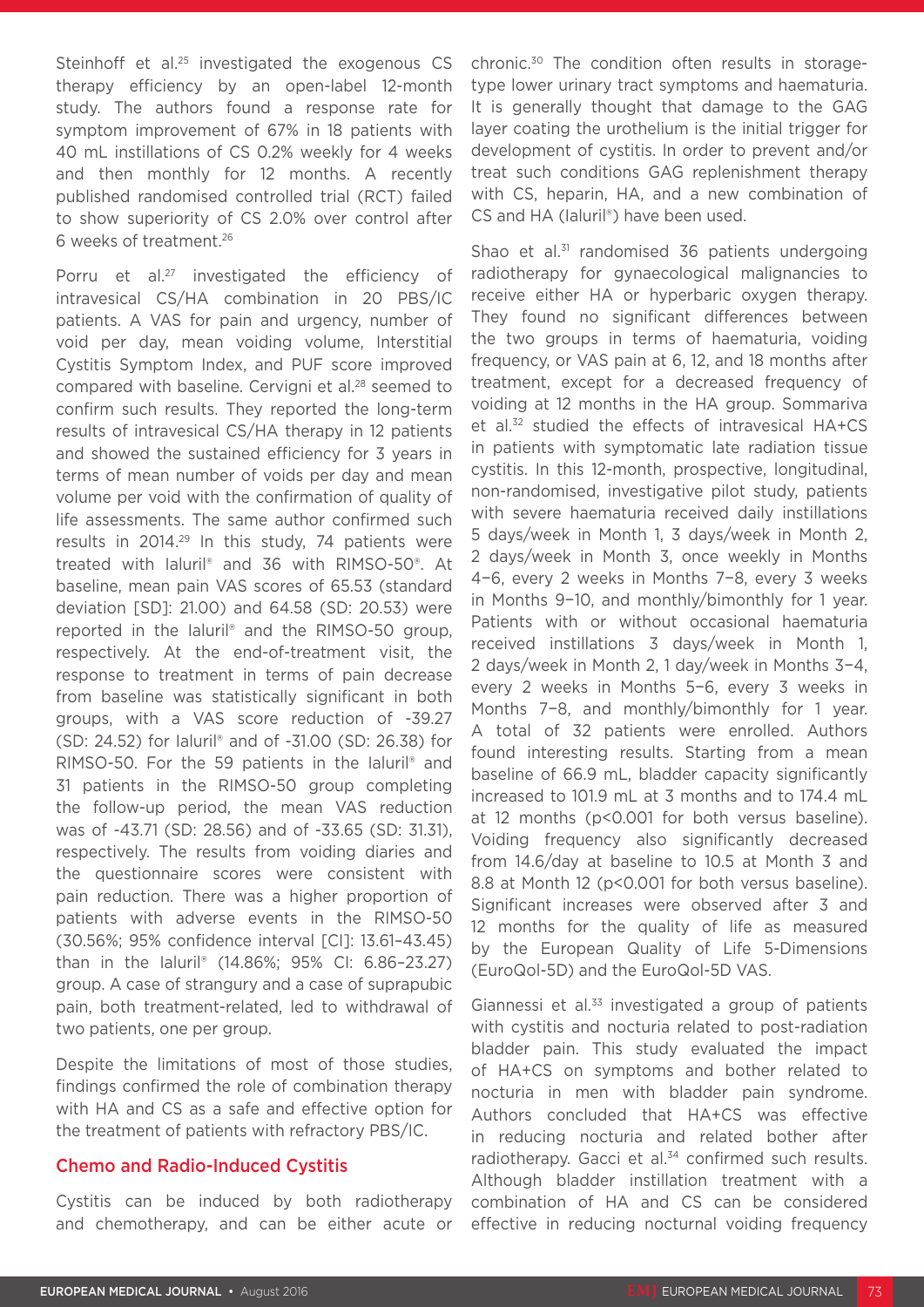Steinhoff et al.[25] investigated the exogenous CS therapy efficiency by an open-label 12-month study. The authors found a response rate for symptom improvement of 67% in 18 patients with 40 mL instillations of CS 0.2% weekly for 4 weeks and then monthly for 12 months. A recently published randomised controlled trial (RCT) failed to show superiority of CS 2.0% over control after 6 weeks of treatment.[26]

Porru et al.[27] investigated the efficiency of intravesical CS/HA combination in 20 PBS/IC patients. A VAS for pain and urgency, number of void per day, mean voiding volume, Interstitial Cystitis Symptom Index, and PUF score improved compared with baseline. Cervigni et al.[28] seemed to confirm such results. They reported the long-term results of intravesical CS/HA therapy in 12 patients and showed the sustained efficiency for 3 years in terms of mean number of voids per day and mean volume per void with the confirmation of quality of life assessments. The same author confirmed such results in 2014.[29] In this study, 74 patients were treated with Ialuril® and 36 with RIMSO-50®. At baseline, mean pain VAS scores of 65.53 (standard deviation [SD]: 21.00) and 64.58 (SD: 20.53) were reported in the Ialuril® and the RIMSO-50 group, respectively. At the end-of-treatment visit, the response to treatment in terms of pain decrease from baseline was statistically significant in both groups, with a VAS score reduction of -39.27 (SD: 24.52) for Ialuril® and of -31.00 (SD: 26.38) for RIMSO-50. For the 59 patients in the Ialuril® and 31 patients in the RIMSO-50 group completing the follow-up period, the mean VAS reduction was of -43.71 (SD: 28.56) and of -33.65 (SD: 31.31), respectively. The results from voiding diaries and the questionnaire scores were consistent with pain reduction. There was a higher proportion of patients with adverse events in the RIMSO-50 (30.56%; 95% confidence interval [CI]: 13.61–43.45) than in the Ialuril® (14.86%; 95% CI: 6.86–23.27) group. A case of strangury and a case of suprapubic pain, both treatment-related, led to withdrawal of two patients, one per group.

Despite the limitations of most of those studies, findings confirmed the role of combination therapy with HA and CS as a safe and effective option for the treatment of patients with refractory PBS/IC.

## Chemo and Radio-Induced Cystitis

Cystitis can be induced by both radiotherapy and chemotherapy, and can be either acute or chronic.[30] The condition often results in storage-type lower urinary tract symptoms and haematuria. It is generally thought that damage to the GAG layer coating the urothelium is the initial trigger for development of cystitis. In order to prevent and/or treat such conditions GAG replenishment therapy with CS, heparin, HA, and a new combination of CS and HA (Ialuril®) have been used.

Shao et al.[31] randomised 36 patients undergoing radiotherapy for gynaecological malignancies to receive either HA or hyperbaric oxygen therapy. They found no significant differences between the two groups in terms of haematuria, voiding frequency, or VAS pain at 6, 12, and 18 months after treatment, except for a decreased frequency of voiding at 12 months in the HA group. Sommariva et al.[32] studied the effects of intravesical HA+CS in patients with symptomatic late radiation tissue cystitis. In this 12-month, prospective, longitudinal, non-randomised, investigative pilot study, patients with severe haematuria received daily installations 5 days/week in Month 1, 3 days/week in Month 2, 2 days/week in Month 3, once weekly in Months 4–6, every 2 weeks in Months 7–8, every 3 weeks in Months 9–10, and monthly/bimonthly for 1 year. Patients with or without occasional haematuria received instillations 3 days/week in Month 1, 2 days/week in Month 2, 1 day/week in Months 3–4, every 2 weeks in Months 5–6, every 3 weeks in Months 7–8, and monthly/bimonthly for 1 year. A total of 32 patients were enrolled. Authors found interesting results. Starting from a mean baseline of 66.9 mL, bladder capacity significantly increased to 101.9 mL at 3 months and to 174.4 mL at 12 months ($p<0.001$ for both versus baseline). Voiding frequency also significantly decreased from 14.6/day at baseline to 10.5 at Month 3 and 8.8 at Month 12 ($p<0.001$ for both versus baseline). Significant increases were observed after 3 and 12 months for the quality of life as measured by the European Quality of Life 5-Dimensions (EuroQol-5D) and the EuroQol-5D VAS.

Giannessi et al.[33] investigated a group of patients with cystitis and nocturia related to post-radiation bladder pain. This study evaluated the impact of HA+CS on symptoms and bother related to nocturia in men with bladder pain syndrome. Authors concluded that HA+CS was effective in reducing nocturia and related bother after radiotherapy. Gacci et al.[34] confirmed such results. Although bladder instillation treatment with a combination of HA and CS can be considered effective in reducing nocturnal voiding frequency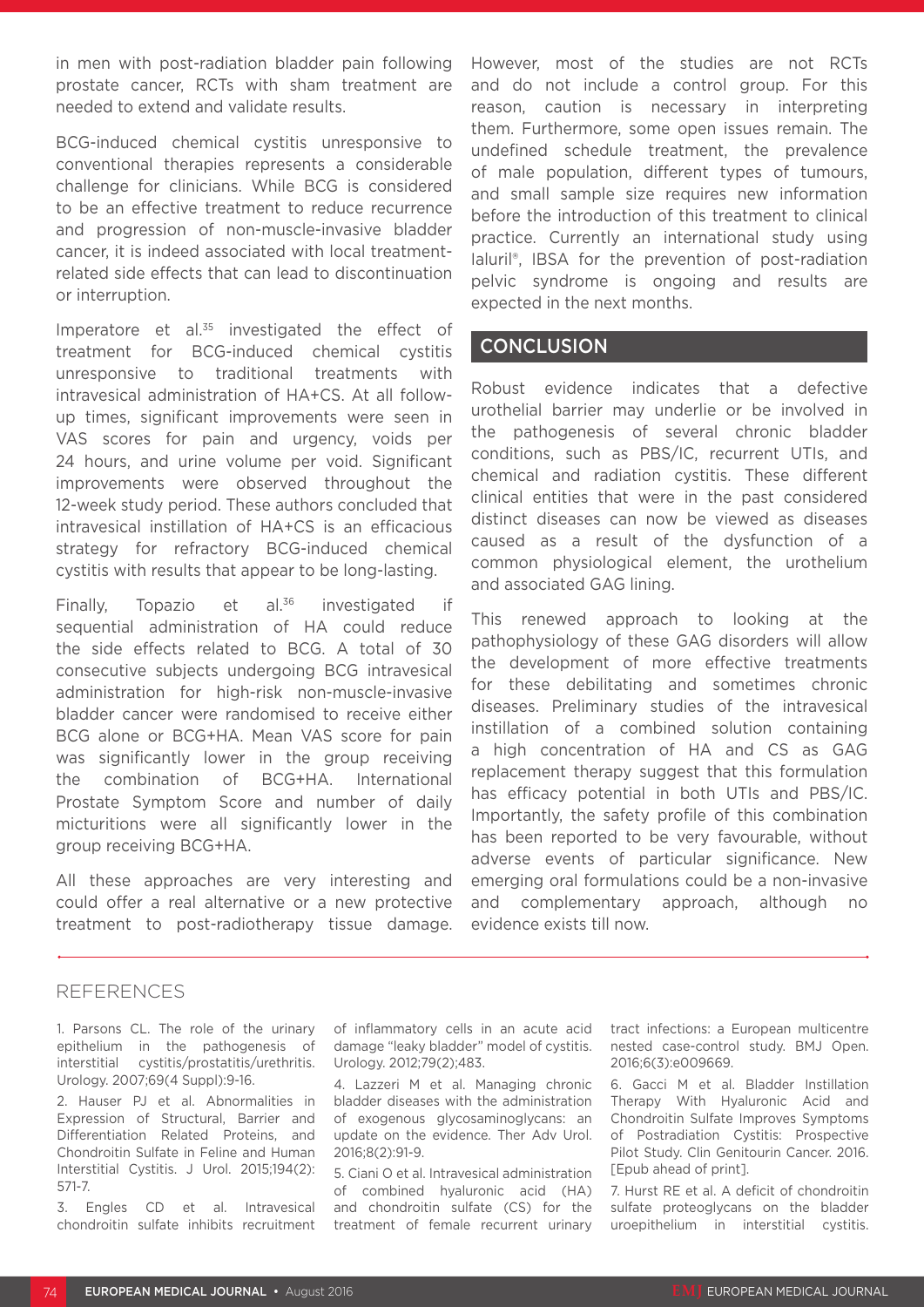in men with post-radiation bladder pain following prostate cancer, RCTs with sham treatment are needed to extend and validate results.

BCG-induced chemical cystitis unresponsive to conventional therapies represents a considerable challenge for clinicians. While BCG is considered to be an effective treatment to reduce recurrence and progression of non-muscle-invasive bladder cancer, it is indeed associated with local treatment-related side effects that can lead to discontinuation or interruption.

Imperatore et al.[35] investigated the effect of treatment for BCG-induced chemical cystitis unresponsive to traditional treatments with intravesical administration of HA+CS. At all follow-up times, significant improvements were seen in VAS scores for pain and urgency, voids per 24 hours, and urine volume per void. Significant improvements were observed throughout the 12-week study period. These authors concluded that intravesical instillation of HA+CS is an efficacious strategy for refractory BCG-induced chemical cystitis with results that appear to be long-lasting.

Finally, Topazio et al.[36] investigated if sequential administration of HA could reduce the side effects related to BCG. A total of 30 consecutive subjects undergoing BCG intravesical administration for high-risk non-muscle-invasive bladder cancer were randomised to receive either BCG alone or BCG+HA. Mean VAS score for pain was significantly lower in the group receiving the combination of BCG+HA. International Prostate Symptom Score and number of daily micturitions were all significantly lower in the group receiving BCG+HA.

All these approaches are very interesting and could offer a real alternative or a new protective treatment to post-radiotherapy tissue damage. However, most of the studies are not RCTs and do not include a control group. For this reason, caution is necessary in interpreting them. Furthermore, some open issues remain. The undefined schedule treatment, the prevalence of male population, different types of tumours, and small sample size requires new information before the introduction of this treatment to clinical practice. Currently an international study using Ialuril®, IBSA for the prevention of post-radiation pelvic syndrome is ongoing and results are expected in the next months.

## CONCLUSION

Robust evidence indicates that a defective urothelial barrier may underlie or be involved in the pathogenesis of several chronic bladder conditions, such as PBS/IC, recurrent UTIs, and chemical and radiation cystitis. These different clinical entities that were in the past considered distinct diseases can now be viewed as diseases caused as a result of the dysfunction of a common physiological element, the urothelium and associated GAG lining.

This renewed approach to looking at the pathophysiology of these GAG disorders will allow the development of more effective treatments for these debilitating and sometimes chronic diseases. Preliminary studies of the intravesical instillation of a combined solution containing a high concentration of HA and CS as GAG replacement therapy suggest that this formulation has efficacy potential in both UTIs and PBS/IC. Importantly, the safety profile of this combination has been reported to be very favourable, without adverse events of particular significance. New emerging oral formulations could be a non-invasive and complementary approach, although no evidence exists till now.

## REFERENCES

1. Parsons CL. The role of the urinary epithelium in the pathogenesis of interstitial cystitis/prostatitis/urethritis. Urology. 2007;69(4 Suppl):9-16.

2. Hauser PJ et al. Abnormalities in Expression of Structural, Barrier and Differentiation Related Proteins, and Chondroitin Sulfate in Feline and Human Interstitial Cystitis. J Urol. 2015;194(2):571-7.

3. Engles CD et al. Intravesical chondroitin sulfate inhibits recruitment of inflammatory cells in an acute acid damage "leaky bladder" model of cystitis. Urology. 2012;79(2);483.

4. Lazzeri M et al. Managing chronic bladder diseases with the administration of exogenous glycosaminoglycans: an update on the evidence. Ther Adv Urol. 2016;8(2):91-9.

5. Ciani O et al. Intravesical administration of combined hyaluronic acid (HA) and chondroitin sulfate (CS) for the treatment of female recurrent urinary tract infections: a European multicentre nested case-control study. BMJ Open. 2016;6(3):e009669.

6. Gacci M et al. Bladder Instillation Therapy With Hyaluronic Acid and Chondroitin Sulfate Improves Symptoms of Postradiation Cystitis: Prospective Pilot Study. Clin Genitourin Cancer. 2016. [Epub ahead of print].

7. Hurst RE et al. A deficit of chondroitin sulfate proteoglycans on the bladder uroepithelium in interstitial cystitis.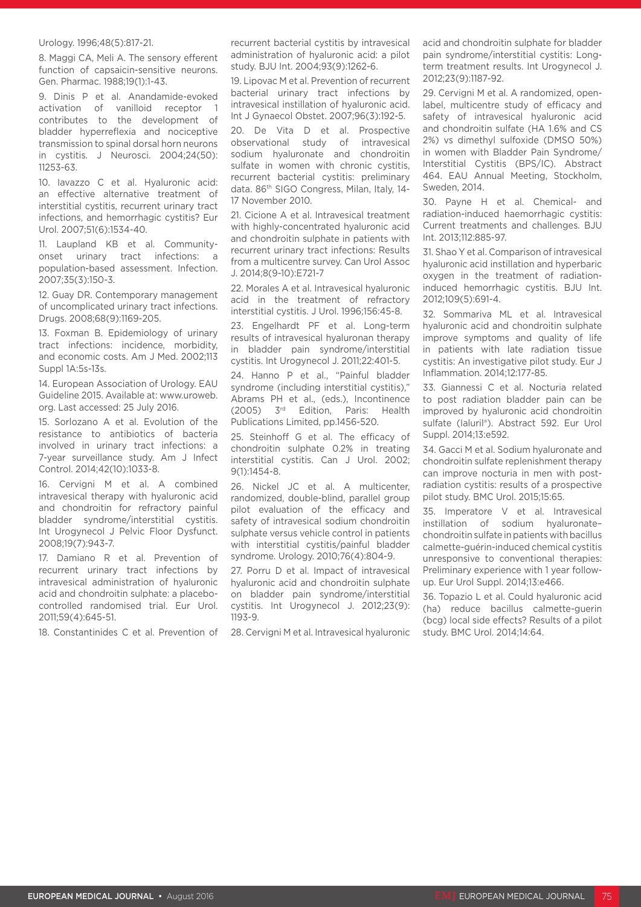Urology. 1996;48(5):817-21.

8. Maggi CA, Meli A. The sensory efferent function of capsaicin-sensitive neurons. Gen. Pharmac. 1988;19(1):1-43.

9. Dinis P et al. Anandamide-evoked activation of vanilloid receptor 1 contributes to the development of bladder hyperreflexia and nociceptive transmission to spinal dorsal horn neurons in cystitis. J Neurosci. 2004;24(50): 11253-63.

10. Iavazzo C et al. Hyaluronic acid: an effective alternative treatment of interstitial cystitis, recurrent urinary tract infections, and hemorrhagic cystitis? Eur Urol. 2007;51(6):1534-40.

11. Laupland KB et al. Community-onset urinary tract infections: a population-based assessment. Infection. 2007;35(3):150-3.

12. Guay DR. Contemporary management of uncomplicated urinary tract infections. Drugs. 2008;68(9):1169-205.

13. Foxman B. Epidemiology of urinary tract infections: incidence, morbidity, and economic costs. Am J Med. 2002;113 Suppl 1A:5s-13s.

14. European Association of Urology. EAU Guideline 2015. Available at: www.uroweb.org. Last accessed: 25 July 2016.

15. Sorlozano A et al. Evolution of the resistance to antibiotics of bacteria involved in urinary tract infections: a 7-year surveillance study. Am J Infect Control. 2014;42(10):1033-8.

16. Cervigni M et al. A combined intravesical therapy with hyaluronic acid and chondroitin for refractory painful bladder syndrome/interstitial cystitis. Int Urogynecol J Pelvic Floor Dysfunct. 2008;19(7):943-7.

17. Damiano R et al. Prevention of recurrent urinary tract infections by intravesical administration of hyaluronic acid and chondroitin sulphate: a placebo-controlled randomised trial. Eur Urol. 2011;59(4):645-51.

18. Constantinides C et al. Prevention of recurrent bacterial cystitis by intravesical administration of hyaluronic acid: a pilot study. BJU Int. 2004;93(9):1262-6.

19. Lipovac M et al. Prevention of recurrent bacterial urinary tract infections by intravesical instillation of hyaluronic acid. Int J Gynaecol Obstet. 2007;96(3):192-5.

20. De Vita D et al. Prospective observational study of intravesical sodium hyaluronate and chondroitin sulfate in women with chronic cystitis, recurrent bacterial cystitis: preliminary data. 86th SIGO Congress, Milan, Italy, 14-17 November 2010.

21. Cicione A et al. Intravesical treatment with highly-concentrated hyaluronic acid and chondroitin sulphate in patients with recurrent urinary tract infections: Results from a multicentre survey. Can Urol Assoc J. 2014;8(9-10):E721-7

22. Morales A et al. Intravesical hyaluronic acid in the treatment of refractory interstitial cystitis. J Urol. 1996;156:45-8.

23. Engelhardt PF et al. Long-term results of intravesical hyaluronan therapy in bladder pain syndrome/interstitial cystitis. Int Urogynecol J. 2011;22:401-5.

24. Hanno P et al., "Painful bladder syndrome (including interstitial cystitis)," Abrams PH et al., (eds.), Incontinence (2005) 3rd Edition, Paris: Health Publications Limited, pp.1456-520.

25. Steinhoff G et al. The efficacy of chondroitin sulphate 0.2% in treating interstitial cystitis. Can J Urol. 2002; 9(1):1454-8.

26. Nickel JC et al. A multicenter, randomized, double-blind, parallel group pilot evaluation of the efficacy and safety of intravesical sodium chondroitin sulphate versus vehicle control in patients with interstitial cystitis/painful bladder syndrome. Urology. 2010;76(4):804-9.

27. Porru D et al. Impact of intravesical hyaluronic acid and chondroitin sulphate on bladder pain syndrome/interstitial cystitis. Int Urogynecol J. 2012;23(9): 1193-9.

28. Cervigni M et al. Intravesical hyaluronic acid and chondroitin sulphate for bladder pain syndrome/interstitial cystitis: Long-term treatment results. Int Urogynecol J. 2012;23(9):1187-92.

29. Cervigni M et al. A randomized, open-label, multicentre study of efficacy and safety of intravesical hyaluronic acid and chondroitin sulfate (HA 1.6% and CS 2%) vs dimethyl sulfoxide (DMSO 50%) in women with Bladder Pain Syndrome/ Interstitial Cystitis (BPS/IC). Abstract 464. EAU Annual Meeting, Stockholm, Sweden, 2014.

30. Payne H et al. Chemical- and radiation-induced haemorrhagic cystitis: Current treatments and challenges. BJU Int. 2013;112:885-97.

31. Shao Y et al. Comparison of intravesical hyaluronic acid instillation and hyperbaric oxygen in the treatment of radiation-induced hemorrhagic cystitis. BJU Int. 2012;109(5):691-4.

32. Sommariva ML et al. Intravesical hyaluronic acid and chondroitin sulphate improve symptoms and quality of life in patients with late radiation tissue cystitis: An investigative pilot study. Eur J Inflammation. 2014;12:177-85.

33. Giannessi C et al. Nocturia related to post radiation bladder pain can be improved by hyaluronic acid chondroitin sulfate (Ialuril®). Abstract 592. Eur Urol Suppl. 2014;13:e592.

34. Gacci M et al. Sodium hyaluronate and chondroitin sulfate replenishment therapy can improve nocturia in men with post-radiation cystitis: results of a prospective pilot study. BMC Urol. 2015;15:65.

35. Imperatore V et al. Intravesical instillation of sodium hyaluronate–chondroitin sulfate in patients with bacillus calmette-guérin-induced chemical cystitis unresponsive to conventional therapies: Preliminary experience with 1 year follow-up. Eur Urol Suppl. 2014;13:e466.

36. Topazio L et al. Could hyaluronic acid (ha) reduce bacillus calmette-guerin (bcg) local side effects? Results of a pilot study. BMC Urol. 2014;14:64.